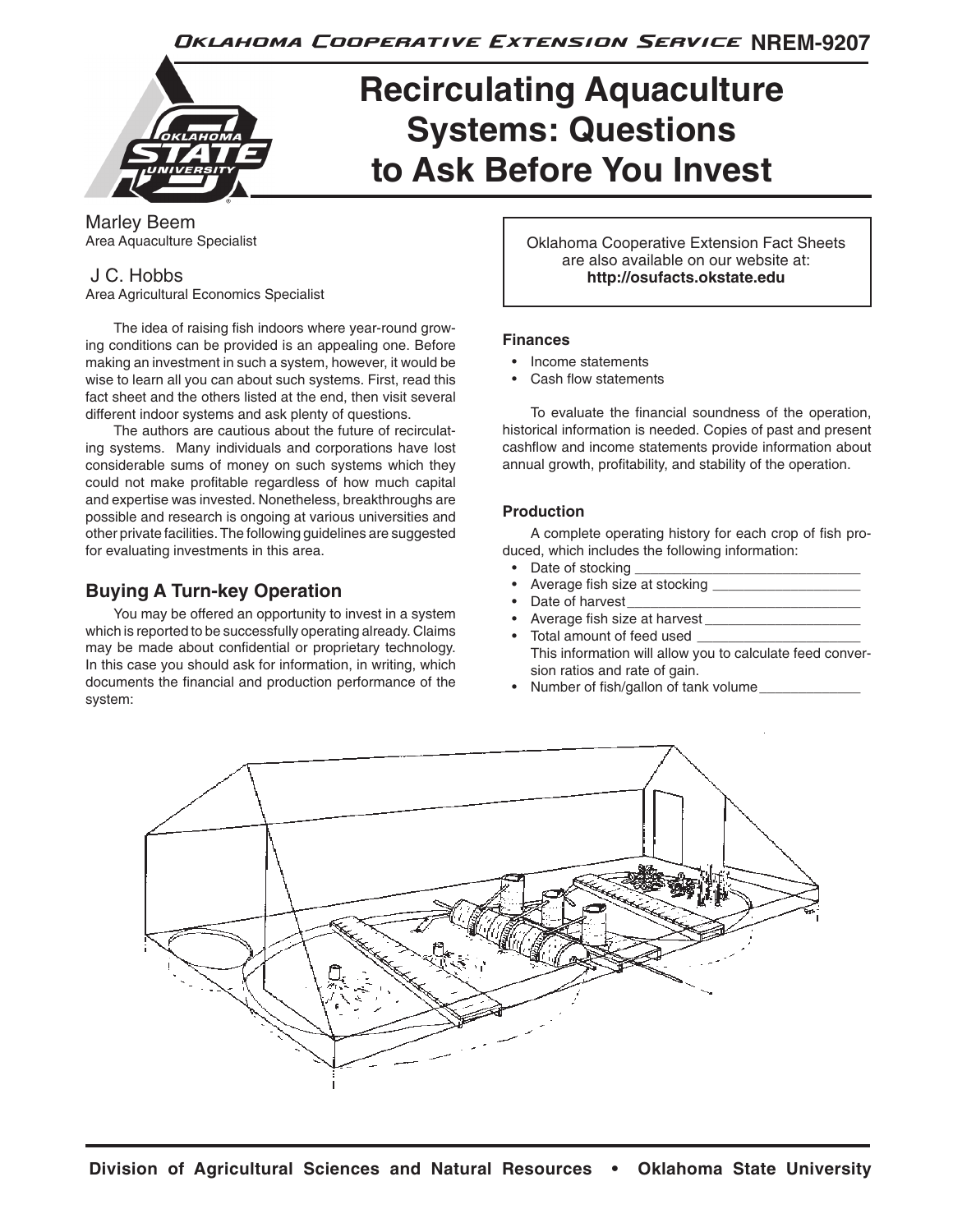Oklahoma Cooperative Extension Service NREM-9207

# Recirculating Aquaculture Systems: Questions to Ask Before You Invest

Marley Beem
Area Aquaculture Specialist

J C. Hobbs
Area Agricultural Economics Specialist

The idea of raising fish indoors where year-round growing conditions can be provided is an appealing one. Before making an investment in such a system, however, it would be wise to learn all you can about such systems. First, read this fact sheet and the others listed at the end, then visit several different indoor systems and ask plenty of questions.

The authors are cautious about the future of recirculating systems. Many individuals and corporations have lost considerable sums of money on such systems which they could not make profitable regardless of how much capital and expertise was invested. Nonetheless, breakthroughs are possible and research is ongoing at various universities and other private facilities. The following guidelines are suggested for evaluating investments in this area.

## Buying A Turn-key Operation

You may be offered an opportunity to invest in a system which is reported to be successfully operating already. Claims may be made about confidential or proprietary technology. In this case you should ask for information, in writing, which documents the financial and production performance of the system:

Oklahoma Cooperative Extension Fact Sheets are also available on our website at: **http://osufacts.okstate.edu**

### Finances

- Income statements
- Cash flow statements

To evaluate the financial soundness of the operation, historical information is needed. Copies of past and present cashflow and income statements provide information about annual growth, profitability, and stability of the operation.

### Production

A complete operating history for each crop of fish produced, which includes the following information:

- Date of stocking ______________________________
- Average fish size at stocking ___________________
- Date of harvest_______________________________
- Average fish size at harvest ____________________
- Total amount of feed used _____________________
  This information will allow you to calculate feed conversion ratios and rate of gain.
- Number of fish/gallon of tank volume_____________

Division of Agricultural Sciences and Natural Resources • Oklahoma State University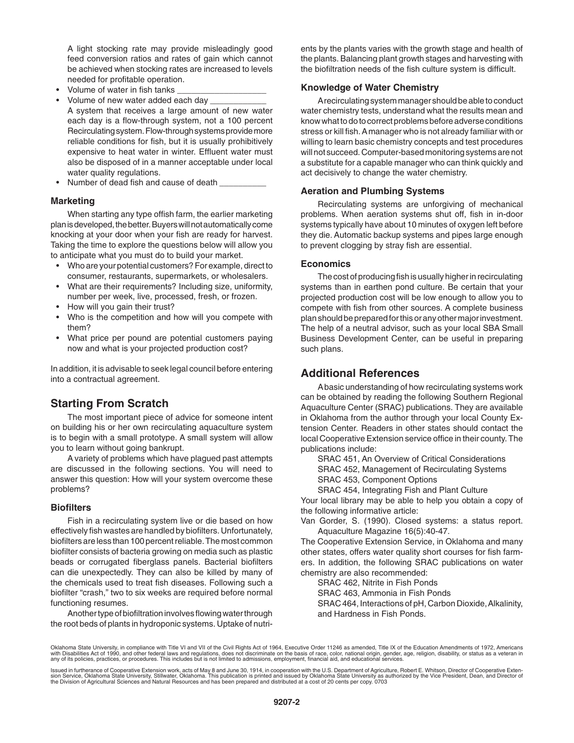A light stocking rate may provide misleadingly good feed conversion ratios and rates of gain which cannot be achieved when stocking rates are increased to levels needed for profitable operation.

- Volume of water in fish tanks ___________________
- Volume of new water added each day ____________
  A system that receives a large amount of new water each day is a flow-through system, not a 100 percent Recirculating system. Flow-through systems provide more reliable conditions for fish, but it is usually prohibitively expensive to heat water in winter. Effluent water must also be disposed of in a manner acceptable under local water quality regulations.
- Number of dead fish and cause of death __________

### Marketing

When starting any type offish farm, the earlier marketing plan is developed, the better. Buyers will not automatically come knocking at your door when your fish are ready for harvest. Taking the time to explore the questions below will allow you to anticipate what you must do to build your market.

- Who are your potential customers? For example, direct to consumer, restaurants, supermarkets, or wholesalers.
- What are their requirements? Including size, uniformity, number per week, live, processed, fresh, or frozen.
- How will you gain their trust?
- Who is the competition and how will you compete with them?
- What price per pound are potential customers paying now and what is your projected production cost?

In addition, it is advisable to seek legal council before entering into a contractual agreement.

## Starting From Scratch

The most important piece of advice for someone intent on building his or her own recirculating aquaculture system is to begin with a small prototype. A small system will allow you to learn without going bankrupt.

A variety of problems which have plagued past attempts are discussed in the following sections. You will need to answer this question: How will your system overcome these problems?

### Biofilters

Fish in a recirculating system live or die based on how effectively fish wastes are handled by biofilters. Unfortunately, biofilters are less than 100 percent reliable. The most common biofilter consists of bacteria growing on media such as plastic beads or corrugated fiberglass panels. Bacterial biofilters can die unexpectedly. They can also be killed by many of the chemicals used to treat fish diseases. Following such a biofilter "crash," two to six weeks are required before normal functioning resumes.

Another type of biofiltration involves flowing water through the root beds of plants in hydroponic systems. Uptake of nutrients by the plants varies with the growth stage and health of the plants. Balancing plant growth stages and harvesting with the biofiltration needs of the fish culture system is difficult.

### Knowledge of Water Chemistry

A recirculating system manager should be able to conduct water chemistry tests, understand what the results mean and know what to do to correct problems before adverse conditions stress or kill fish. A manager who is not already familiar with or willing to learn basic chemistry concepts and test procedures will not succeed. Computer-based monitoring systems are not a substitute for a capable manager who can think quickly and act decisively to change the water chemistry.

### Aeration and Plumbing Systems

Recirculating systems are unforgiving of mechanical problems. When aeration systems shut off, fish in in-door systems typically have about 10 minutes of oxygen left before they die. Automatic backup systems and pipes large enough to prevent clogging by stray fish are essential.

### Economics

The cost of producing fish is usually higher in recirculating systems than in earthen pond culture. Be certain that your projected production cost will be low enough to allow you to compete with fish from other sources. A complete business plan should be prepared for this or any other major investment. The help of a neutral advisor, such as your local SBA Small Business Development Center, can be useful in preparing such plans.

## Additional References

A basic understanding of how recirculating systems work can be obtained by reading the following Southern Regional Aquaculture Center (SRAC) publications. They are available in Oklahoma from the author through your local County Extension Center. Readers in other states should contact the local Cooperative Extension service office in their county. The publications include:

SRAC 451, An Overview of Critical Considerations

SRAC 452, Management of Recirculating Systems

SRAC 453, Component Options

SRAC 454, Integrating Fish and Plant Culture

Your local library may be able to help you obtain a copy of the following informative article:

Van Gorder, S. (1990). Closed systems: a status report. Aquaculture Magazine 16(5):40-47.

The Cooperative Extension Service, in Oklahoma and many other states, offers water quality short courses for fish farmers. In addition, the following SRAC publications on water chemistry are also recommended:

SRAC 462, Nitrite in Fish Ponds

SRAC 463, Ammonia in Fish Ponds

SRAC 464, Interactions of pH, Carbon Dioxide, Alkalinity, and Hardness in Fish Ponds.

Oklahoma State University, in compliance with Title VI and VII of the Civil Rights Act of 1964, Executive Order 11246 as amended, Title IX of the Education Amendments of 1972, Americans with Disabilities Act of 1990, and other federal laws and regulations, does not discriminate on the basis of race, color, national origin, gender, age, religion, disability, or status as a veteran in any of its policies, practices, or procedures. This includes but is not limited to admissions, employment, financial aid, and educational services.

Issued in furtherance of Cooperative Extension work, acts of May 8 and June 30, 1914, in cooperation with the U.S. Department of Agriculture, Robert E. Whitson, Director of Cooperative Extension Service, Oklahoma State University, Stillwater, Oklahoma. This publication is printed and issued by Oklahoma State University as authorized by the Vice President, Dean, and Director of the Division of Agricultural Sciences and Natural Resources and has been prepared and distributed at a cost of 20 cents per copy. 0703